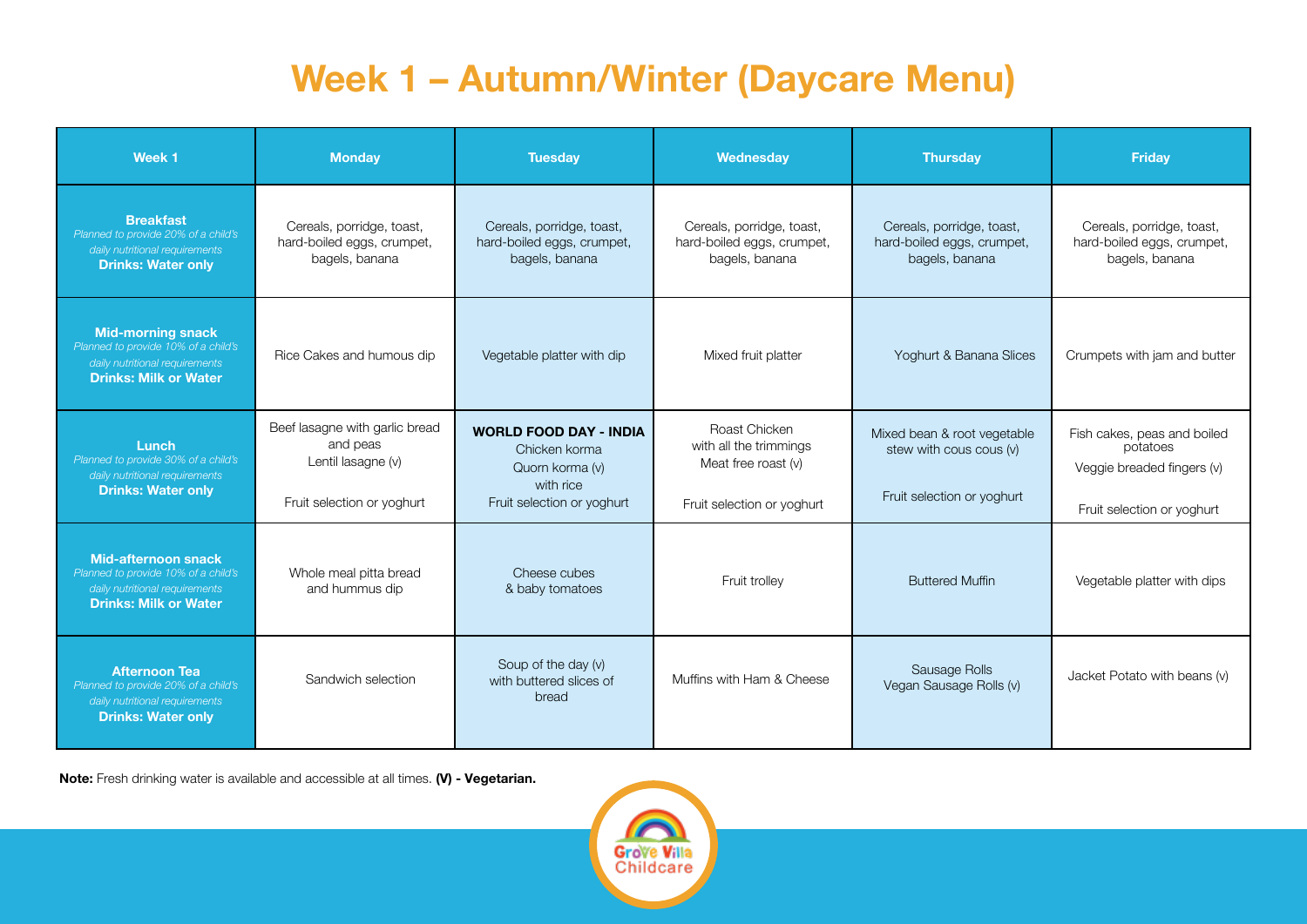# Week 1 – Autumn/Winter (Daycare Menu)

| Week 1 | Monday | Tuesday | Wednesday | Thursday | Friday |
|---|---|---|---|---|---|
| **Breakfast** *Planned to provide 20% of a child's daily nutritional requirements* **Drinks: Water only** | Cereals, porridge, toast, hard-boiled eggs, crumpet, bagels, banana | Cereals, porridge, toast, hard-boiled eggs, crumpet, bagels, banana | Cereals, porridge, toast, hard-boiled eggs, crumpet, bagels, banana | Cereals, porridge, toast, hard-boiled eggs, crumpet, bagels, banana | Cereals, porridge, toast, hard-boiled eggs, crumpet, bagels, banana |
| **Mid-morning snack** *Planned to provide 10% of a child's daily nutritional requirements* **Drinks: Milk or Water** | Rice Cakes and humous dip | Vegetable platter with dip | Mixed fruit platter | Yoghurt & Banana Slices | Crumpets with jam and butter |
| **Lunch** *Planned to provide 30% of a child's daily nutritional requirements* **Drinks: Water only** | Beef lasagne with garlic bread and peas<br>Lentil lasagne (v)<br><br>Fruit selection or yoghurt | **WORLD FOOD DAY - INDIA**<br>Chicken korma<br>Quorn korma (v)<br>with rice<br>Fruit selection or yoghurt | Roast Chicken with all the trimmings<br>Meat free roast (v)<br><br>Fruit selection or yoghurt | Mixed bean & root vegetable stew with cous cous (v)<br><br>Fruit selection or yoghurt | Fish cakes, peas and boiled potatoes<br>Veggie breaded fingers (v)<br><br>Fruit selection or yoghurt |
| **Mid-afternoon snack** *Planned to provide 10% of a child's daily nutritional requirements* **Drinks: Milk or Water** | Whole meal pitta bread and hummus dip | Cheese cubes & baby tomatoes | Fruit trolley | Buttered Muffin | Vegetable platter with dips |
| **Afternoon Tea** *Planned to provide 20% of a child's daily nutritional requirements* **Drinks: Water only** | Sandwich selection | Soup of the day (v) with buttered slices of bread | Muffins with Ham & Cheese | Sausage Rolls<br>Vegan Sausage Rolls (v) | Jacket Potato with beans (v) |

**Note:** Fresh drinking water is available and accessible at all times. **(V) - Vegetarian.**

Grove Villa Childcare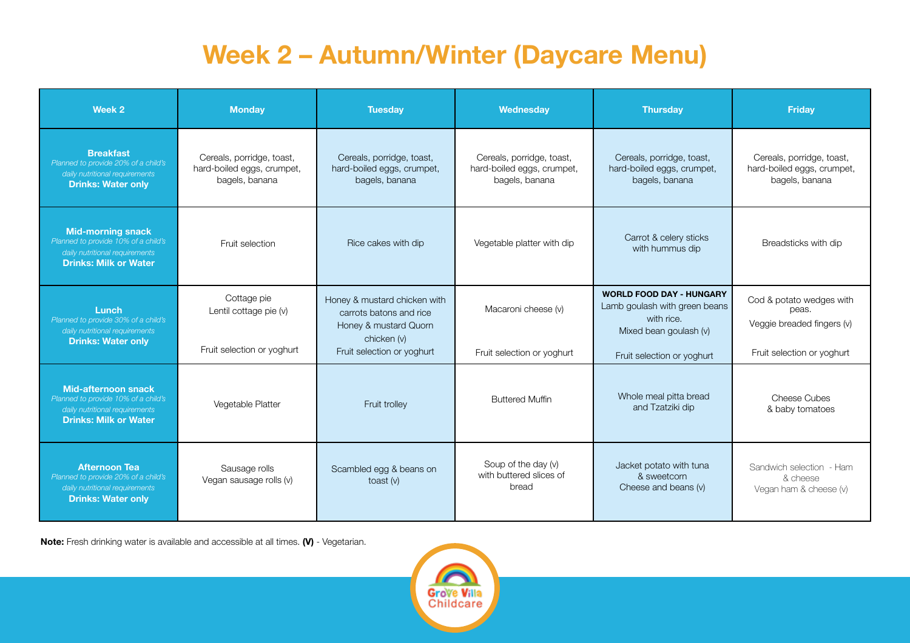# Week 2 – Autumn/Winter (Daycare Menu)

| Week 2 | Monday | Tuesday | Wednesday | Thursday | Friday |
|---|---|---|---|---|---|
| **Breakfast** *Planned to provide 20% of a child's daily nutritional requirements* **Drinks: Water only** | Cereals, porridge, toast, hard-boiled eggs, crumpet, bagels, banana | Cereals, porridge, toast, hard-boiled eggs, crumpet, bagels, banana | Cereals, porridge, toast, hard-boiled eggs, crumpet, bagels, banana | Cereals, porridge, toast, hard-boiled eggs, crumpet, bagels, banana | Cereals, porridge, toast, hard-boiled eggs, crumpet, bagels, banana |
| **Mid-morning snack** *Planned to provide 10% of a child's daily nutritional requirements* **Drinks: Milk or Water** | Fruit selection | Rice cakes with dip | Vegetable platter with dip | Carrot & celery sticks with hummus dip | Breadsticks with dip |
| **Lunch** *Planned to provide 30% of a child's daily nutritional requirements* **Drinks: Water only** | Cottage pie<br>Lentil cottage pie (v)<br>Fruit selection or yoghurt | Honey & mustard chicken with carrots batons and rice<br>Honey & mustard Quorn chicken (v)<br>Fruit selection or yoghurt | Macaroni cheese (v)<br>Fruit selection or yoghurt | **WORLD FOOD DAY - HUNGARY**<br>Lamb goulash with green beans with rice.<br>Mixed bean goulash (v)<br>Fruit selection or yoghurt | Cod & potato wedges with peas.<br>Veggie breaded fingers (v)<br>Fruit selection or yoghurt |
| **Mid-afternoon snack** *Planned to provide 10% of a child's daily nutritional requirements* **Drinks: Milk or Water** | Vegetable Platter | Fruit trolley | Buttered Muffin | Whole meal pitta bread and Tzatziki dip | Cheese Cubes & baby tomatoes |
| **Afternoon Tea** *Planned to provide 20% of a child's daily nutritional requirements* **Drinks: Water only** | Sausage rolls<br>Vegan sausage rolls (v) | Scambled egg & beans on toast (v) | Soup of the day (v) with buttered slices of bread | Jacket potato with tuna & sweetcorn<br>Cheese and beans (v) | Sandwich selection - Ham & cheese<br>Vegan ham & cheese (v) |

**Note:** Fresh drinking water is available and accessible at all times. **(V)** - Vegetarian.

Grove Villa Childcare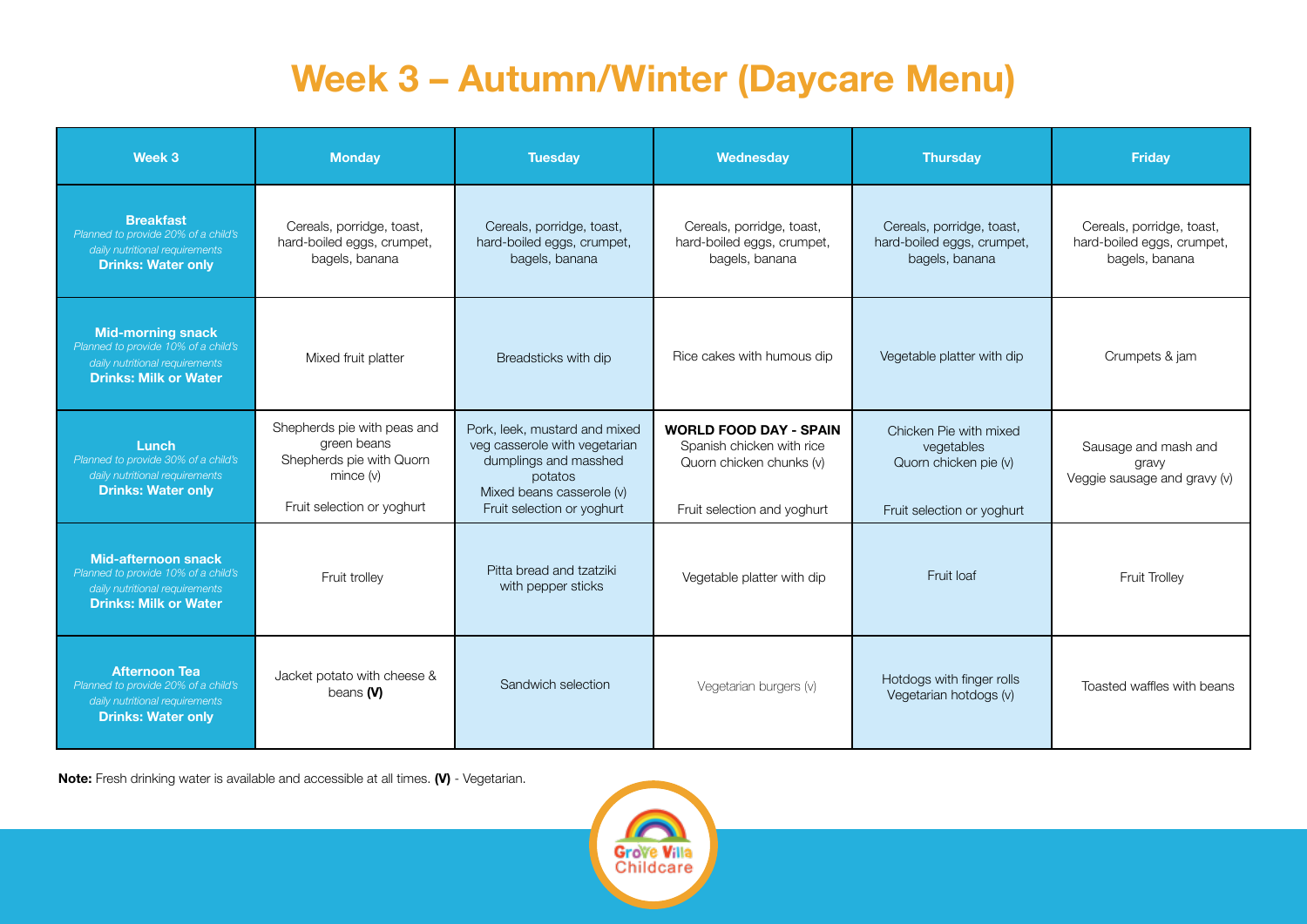# Week 3 – Autumn/Winter (Daycare Menu)

| Week 3 | Monday | Tuesday | Wednesday | Thursday | Friday |
|---|---|---|---|---|---|
| **Breakfast** *Planned to provide 20% of a child's daily nutritional requirements* **Drinks: Water only** | Cereals, porridge, toast, hard-boiled eggs, crumpet, bagels, banana | Cereals, porridge, toast, hard-boiled eggs, crumpet, bagels, banana | Cereals, porridge, toast, hard-boiled eggs, crumpet, bagels, banana | Cereals, porridge, toast, hard-boiled eggs, crumpet, bagels, banana | Cereals, porridge, toast, hard-boiled eggs, crumpet, bagels, banana |
| **Mid-morning snack** *Planned to provide 10% of a child's daily nutritional requirements* **Drinks: Milk or Water** | Mixed fruit platter | Breadsticks with dip | Rice cakes with humous dip | Vegetable platter with dip | Crumpets & jam |
| **Lunch** *Planned to provide 30% of a child's daily nutritional requirements* **Drinks: Water only** | Shepherds pie with peas and green beans<br>Shepherds pie with Quorn mince (v)<br><br>Fruit selection or yoghurt | Pork, leek, mustard and mixed veg casserole with vegetarian dumplings and masshed potatos<br>Mixed beans casserole (v)<br>Fruit selection or yoghurt | **WORLD FOOD DAY - SPAIN**<br>Spanish chicken with rice<br>Quorn chicken chunks (v)<br><br>Fruit selection and yoghurt | Chicken Pie with mixed vegetables<br>Quorn chicken pie (v)<br><br>Fruit selection or yoghurt | Sausage and mash and gravy<br>Veggie sausage and gravy (v) |
| **Mid-afternoon snack** *Planned to provide 10% of a child's daily nutritional requirements* **Drinks: Milk or Water** | Fruit trolley | Pitta bread and tzatziki with pepper sticks | Vegetable platter with dip | Fruit loaf | Fruit Trolley |
| **Afternoon Tea** *Planned to provide 20% of a child's daily nutritional requirements* **Drinks: Water only** | Jacket potato with cheese & beans **(V)** | Sandwich selection | Vegetarian burgers (v) | Hotdogs with finger rolls<br>Vegetarian hotdogs (v) | Toasted waffles with beans |

**Note:** Fresh drinking water is available and accessible at all times. **(V)** - Vegetarian.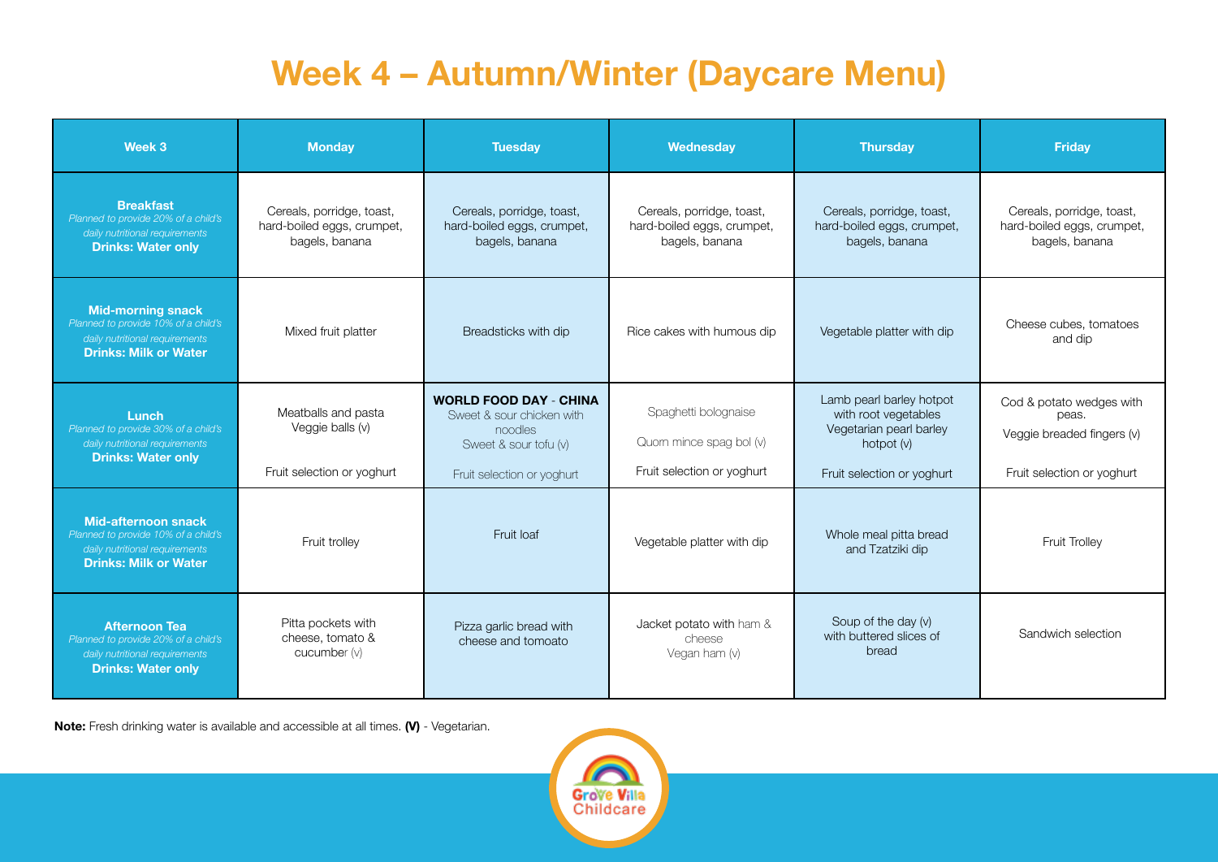# Week 4 – Autumn/Winter (Daycare Menu)

| Week 3 | Monday | Tuesday | Wednesday | Thursday | Friday |
|---|---|---|---|---|---|
| **Breakfast** *Planned to provide 20% of a child's daily nutritional requirements* **Drinks: Water only** | Cereals, porridge, toast, hard-boiled eggs, crumpet, bagels, banana | Cereals, porridge, toast, hard-boiled eggs, crumpet, bagels, banana | Cereals, porridge, toast, hard-boiled eggs, crumpet, bagels, banana | Cereals, porridge, toast, hard-boiled eggs, crumpet, bagels, banana | Cereals, porridge, toast, hard-boiled eggs, crumpet, bagels, banana |
| **Mid-morning snack** *Planned to provide 10% of a child's daily nutritional requirements* **Drinks: Milk or Water** | Mixed fruit platter | Breadsticks with dip | Rice cakes with humous dip | Vegetable platter with dip | Cheese cubes, tomatoes and dip |
| **Lunch** *Planned to provide 30% of a child's daily nutritional requirements* **Drinks: Water only** | Meatballs and pasta<br>Veggie balls (v)<br><br>Fruit selection or yoghurt | **WORLD FOOD DAY - CHINA**<br>Sweet & sour chicken with noodles<br>Sweet & sour tofu (v)<br><br>Fruit selection or yoghurt | Spaghetti bolognaise<br><br>Quorn mince spag bol (v)<br><br>Fruit selection or yoghurt | Lamb pearl barley hotpot with root vegetables<br>Vegetarian pearl barley hotpot (v)<br><br>Fruit selection or yoghurt | Cod & potato wedges with peas.<br>Veggie breaded fingers (v)<br><br>Fruit selection or yoghurt |
| **Mid-afternoon snack** *Planned to provide 10% of a child's daily nutritional requirements* **Drinks: Milk or Water** | Fruit trolley | Fruit loaf | Vegetable platter with dip | Whole meal pitta bread and Tzatziki dip | Fruit Trolley |
| **Afternoon Tea** *Planned to provide 20% of a child's daily nutritional requirements* **Drinks: Water only** | Pitta pockets with cheese, tomato & cucumber (v) | Pizza garlic bread with cheese and tomoato | Jacket potato with ham & cheese<br>Vegan ham (v) | Soup of the day (v) with buttered slices of bread | Sandwich selection |

**Note:** Fresh drinking water is available and accessible at all times. **(V)** - Vegetarian.

Grove Villa Childcare